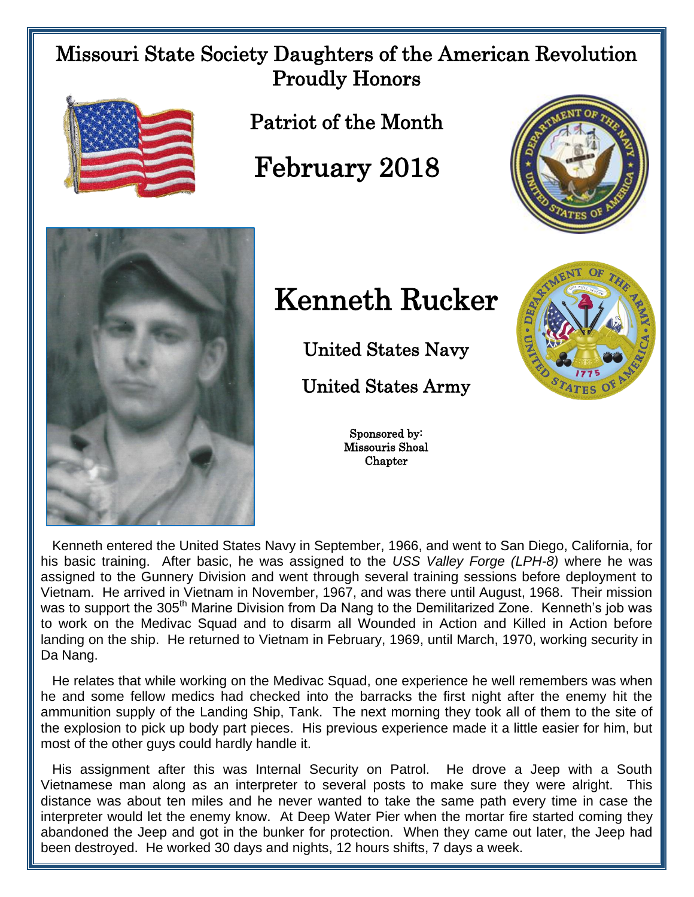# Missouri State Society Daughters of the American Revolution Proudly Honors

## Patriot of the Month

## February 2018

# Kenneth Rucker

### United States Navy

### United States Army

Sponsored by:
Missouris Shoal
Chapter

Kenneth entered the United States Navy in September, 1966, and went to San Diego, California, for his basic training. After basic, he was assigned to the *USS Valley Forge (LPH-8)* where he was assigned to the Gunnery Division and went through several training sessions before deployment to Vietnam. He arrived in Vietnam in November, 1967, and was there until August, 1968. Their mission was to support the 305th Marine Division from Da Nang to the Demilitarized Zone. Kenneth's job was to work on the Medivac Squad and to disarm all Wounded in Action and Killed in Action before landing on the ship. He returned to Vietnam in February, 1969, until March, 1970, working security in Da Nang.

He relates that while working on the Medivac Squad, one experience he well remembers was when he and some fellow medics had checked into the barracks the first night after the enemy hit the ammunition supply of the Landing Ship, Tank. The next morning they took all of them to the site of the explosion to pick up body part pieces. His previous experience made it a little easier for him, but most of the other guys could hardly handle it.

His assignment after this was Internal Security on Patrol. He drove a Jeep with a South Vietnamese man along as an interpreter to several posts to make sure they were alright. This distance was about ten miles and he never wanted to take the same path every time in case the interpreter would let the enemy know. At Deep Water Pier when the mortar fire started coming they abandoned the Jeep and got in the bunker for protection. When they came out later, the Jeep had been destroyed. He worked 30 days and nights, 12 hours shifts, 7 days a week.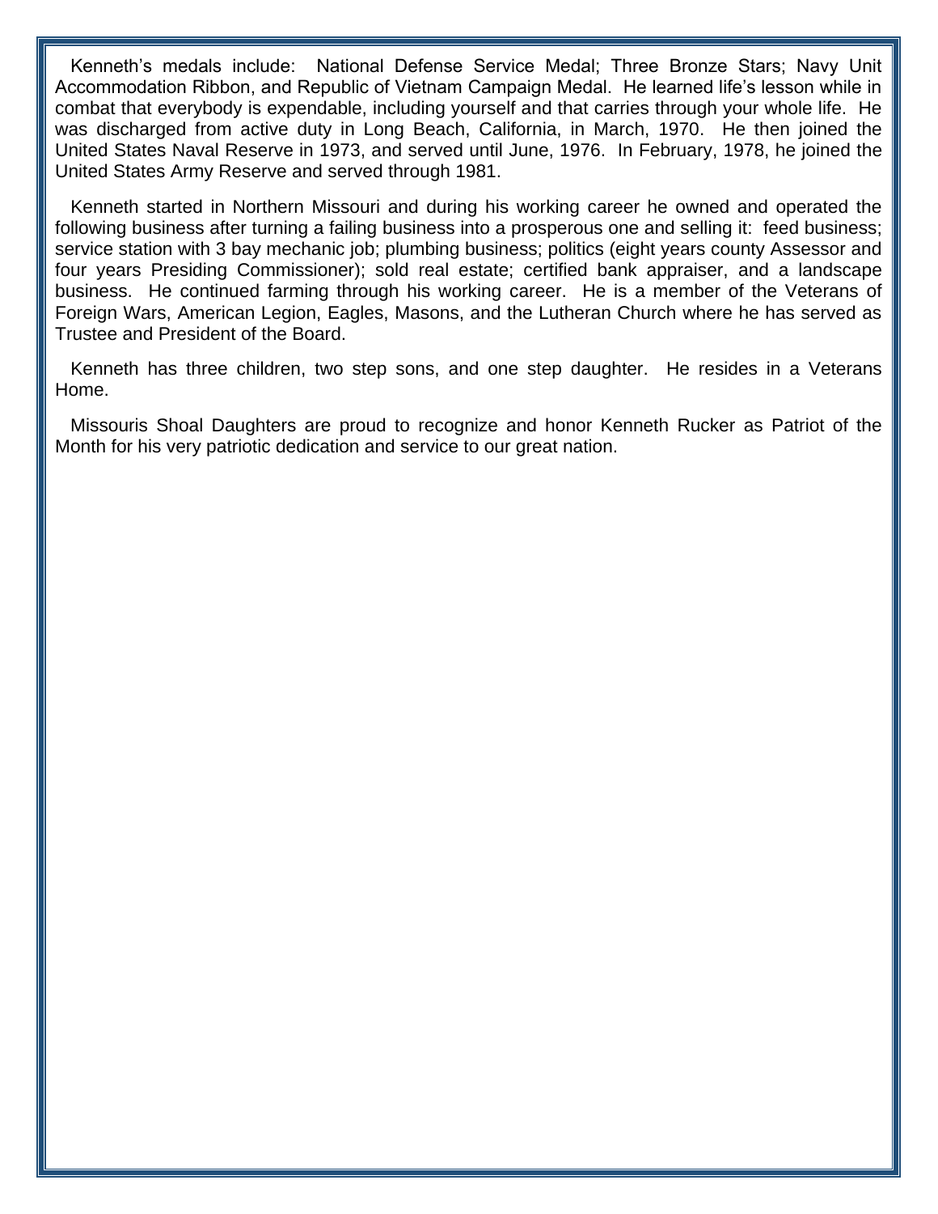Kenneth's medals include: National Defense Service Medal; Three Bronze Stars; Navy Unit Accommodation Ribbon, and Republic of Vietnam Campaign Medal. He learned life's lesson while in combat that everybody is expendable, including yourself and that carries through your whole life. He was discharged from active duty in Long Beach, California, in March, 1970. He then joined the United States Naval Reserve in 1973, and served until June, 1976. In February, 1978, he joined the United States Army Reserve and served through 1981.

Kenneth started in Northern Missouri and during his working career he owned and operated the following business after turning a failing business into a prosperous one and selling it: feed business; service station with 3 bay mechanic job; plumbing business; politics (eight years county Assessor and four years Presiding Commissioner); sold real estate; certified bank appraiser, and a landscape business. He continued farming through his working career. He is a member of the Veterans of Foreign Wars, American Legion, Eagles, Masons, and the Lutheran Church where he has served as Trustee and President of the Board.

Kenneth has three children, two step sons, and one step daughter. He resides in a Veterans Home.

Missouris Shoal Daughters are proud to recognize and honor Kenneth Rucker as Patriot of the Month for his very patriotic dedication and service to our great nation.